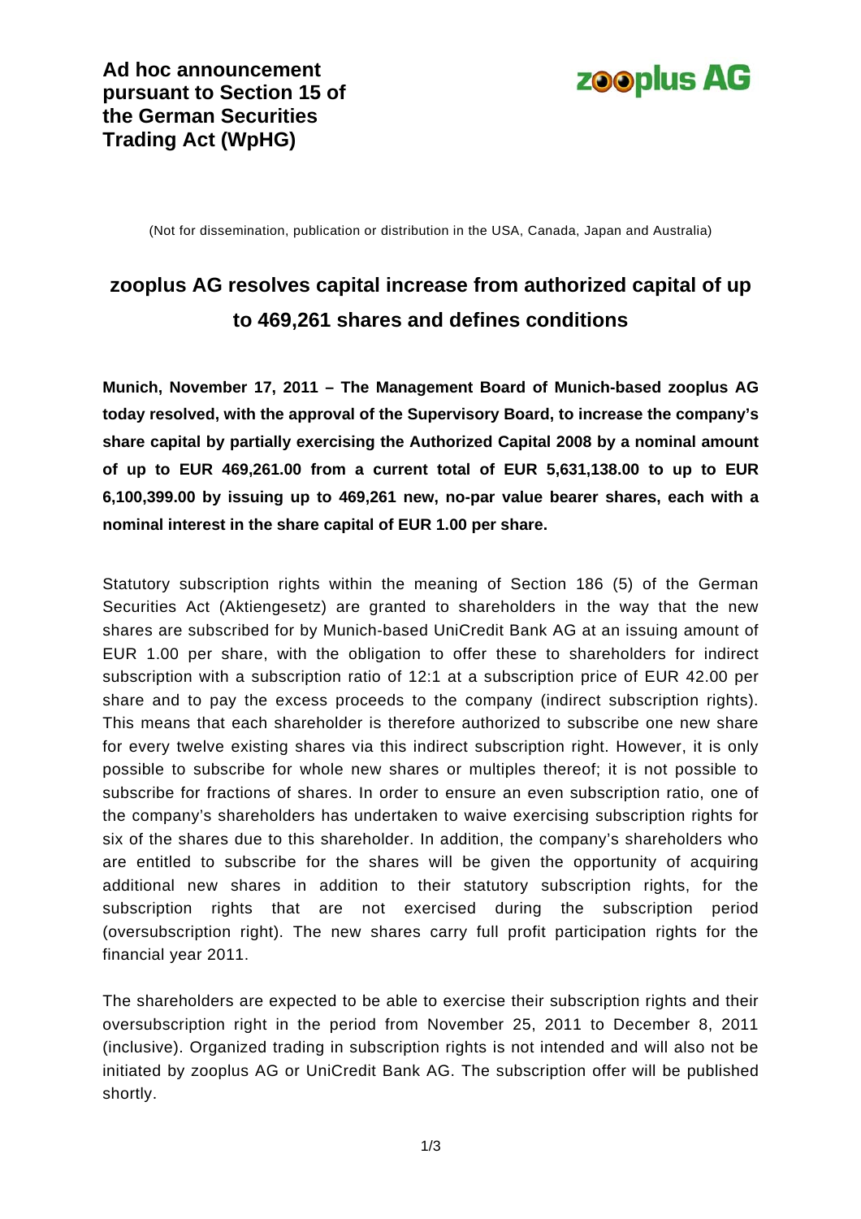**Ad hoc announcement pursuant to Section 15 of the German Securities Trading Act (WpHG)**

zooplus AG

(Not for dissemination, publication or distribution in the USA, Canada, Japan and Australia)

# zooplus AG resolves capital increase from authorized capital of up to 469,261 shares and defines conditions

**Munich, November 17, 2011 – The Management Board of Munich-based zooplus AG today resolved, with the approval of the Supervisory Board, to increase the company's share capital by partially exercising the Authorized Capital 2008 by a nominal amount of up to EUR 469,261.00 from a current total of EUR 5,631,138.00 to up to EUR 6,100,399.00 by issuing up to 469,261 new, no-par value bearer shares, each with a nominal interest in the share capital of EUR 1.00 per share.**

Statutory subscription rights within the meaning of Section 186 (5) of the German Securities Act (Aktiengesetz) are granted to shareholders in the way that the new shares are subscribed for by Munich-based UniCredit Bank AG at an issuing amount of EUR 1.00 per share, with the obligation to offer these to shareholders for indirect subscription with a subscription ratio of 12:1 at a subscription price of EUR 42.00 per share and to pay the excess proceeds to the company (indirect subscription rights). This means that each shareholder is therefore authorized to subscribe one new share for every twelve existing shares via this indirect subscription right. However, it is only possible to subscribe for whole new shares or multiples thereof; it is not possible to subscribe for fractions of shares. In order to ensure an even subscription ratio, one of the company's shareholders has undertaken to waive exercising subscription rights for six of the shares due to this shareholder. In addition, the company's shareholders who are entitled to subscribe for the shares will be given the opportunity of acquiring additional new shares in addition to their statutory subscription rights, for the subscription rights that are not exercised during the subscription period (oversubscription right). The new shares carry full profit participation rights for the financial year 2011.

The shareholders are expected to be able to exercise their subscription rights and their oversubscription right in the period from November 25, 2011 to December 8, 2011 (inclusive). Organized trading in subscription rights is not intended and will also not be initiated by zooplus AG or UniCredit Bank AG. The subscription offer will be published shortly.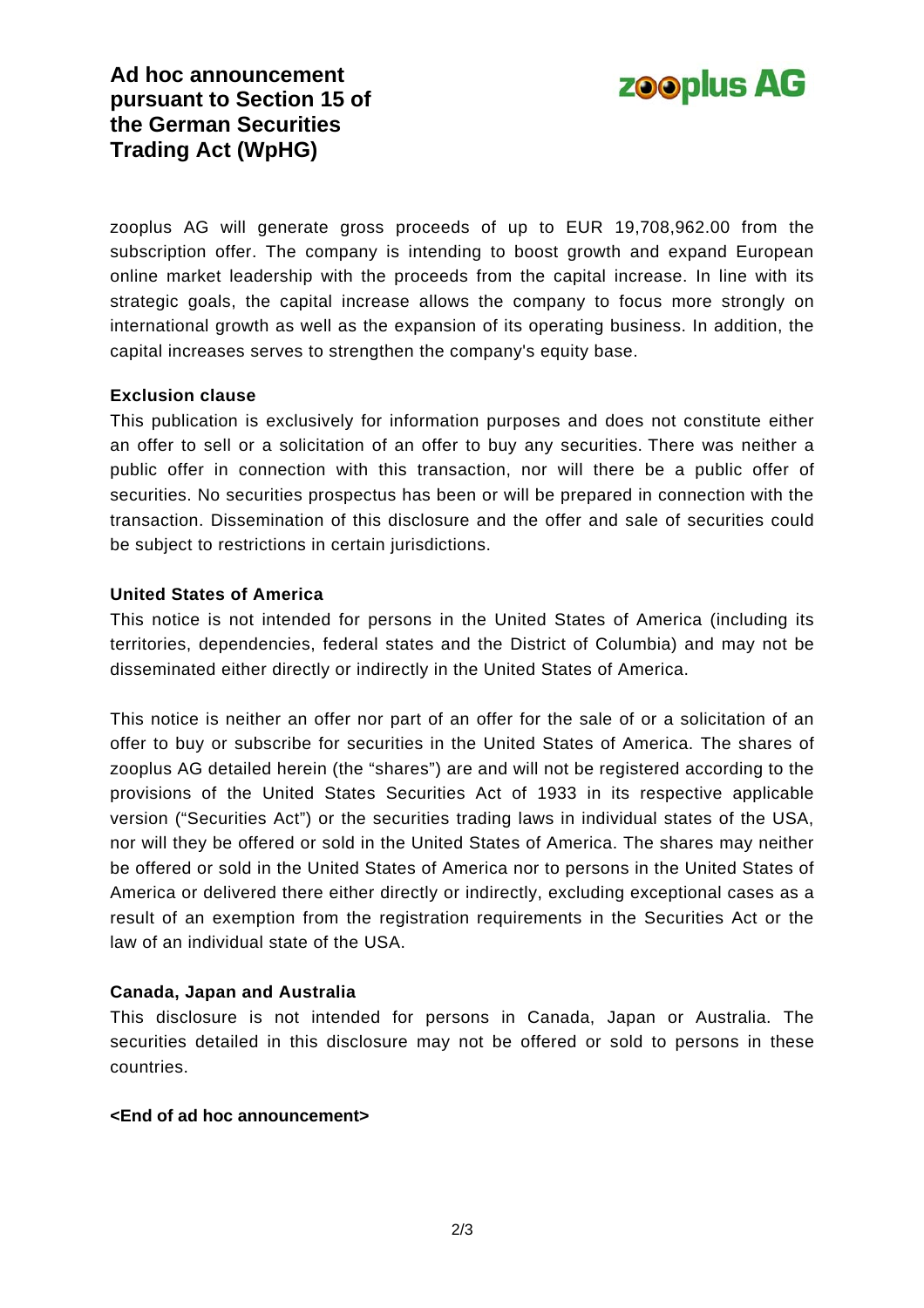zooplus AG will generate gross proceeds of up to EUR 19,708,962.00 from the subscription offer. The company is intending to boost growth and expand European online market leadership with the proceeds from the capital increase. In line with its strategic goals, the capital increase allows the company to focus more strongly on international growth as well as the expansion of its operating business. In addition, the capital increases serves to strengthen the company's equity base.

**Exclusion clause**

This publication is exclusively for information purposes and does not constitute either an offer to sell or a solicitation of an offer to buy any securities. There was neither a public offer in connection with this transaction, nor will there be a public offer of securities. No securities prospectus has been or will be prepared in connection with the transaction. Dissemination of this disclosure and the offer and sale of securities could be subject to restrictions in certain jurisdictions.

**United States of America**

This notice is not intended for persons in the United States of America (including its territories, dependencies, federal states and the District of Columbia) and may not be disseminated either directly or indirectly in the United States of America.

This notice is neither an offer nor part of an offer for the sale of or a solicitation of an offer to buy or subscribe for securities in the United States of America. The shares of zooplus AG detailed herein (the "shares") are and will not be registered according to the provisions of the United States Securities Act of 1933 in its respective applicable version ("Securities Act") or the securities trading laws in individual states of the USA, nor will they be offered or sold in the United States of America. The shares may neither be offered or sold in the United States of America nor to persons in the United States of America or delivered there either directly or indirectly, excluding exceptional cases as a result of an exemption from the registration requirements in the Securities Act or the law of an individual state of the USA.

**Canada, Japan and Australia**

This disclosure is not intended for persons in Canada, Japan or Australia. The securities detailed in this disclosure may not be offered or sold to persons in these countries.

**<End of ad hoc announcement>**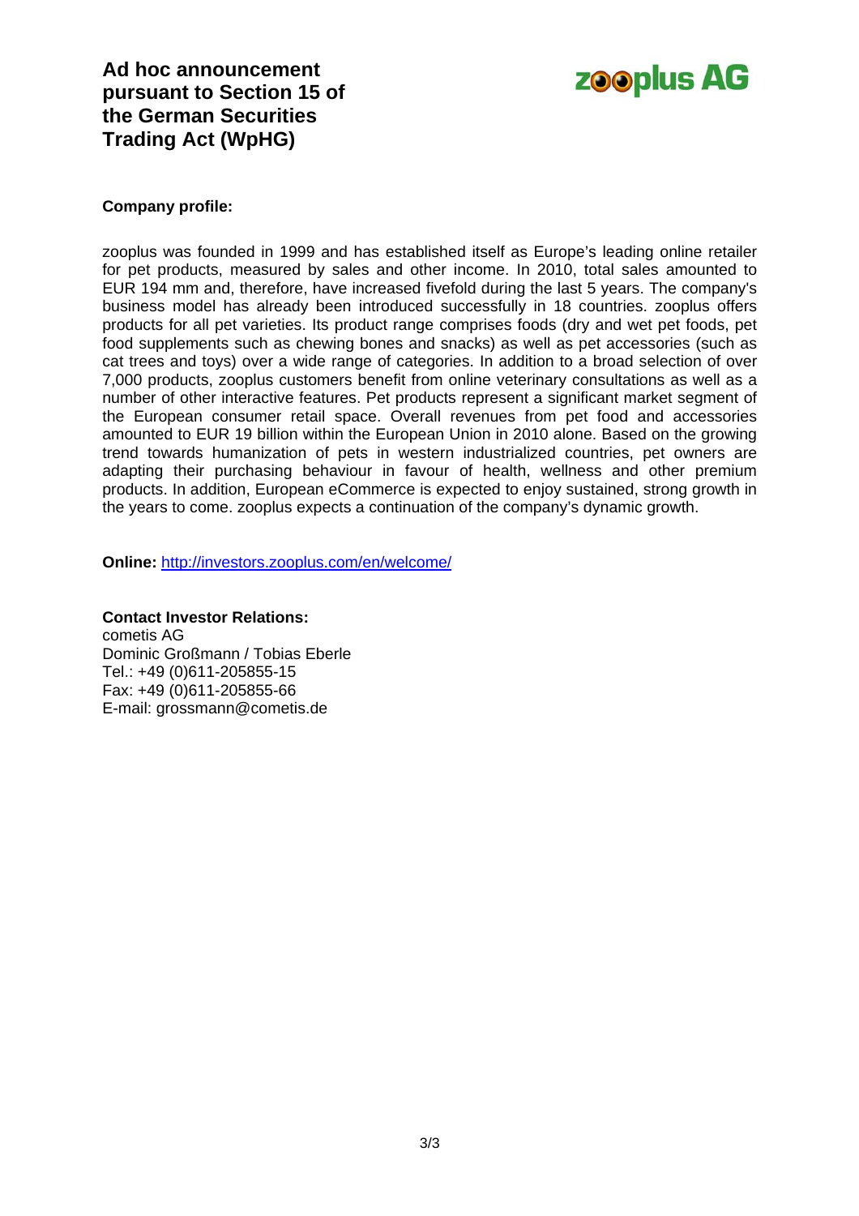**Ad hoc announcement pursuant to Section 15 of the German Securities Trading Act (WpHG)**

zooplus AG

**Company profile:**

zooplus was founded in 1999 and has established itself as Europe's leading online retailer for pet products, measured by sales and other income. In 2010, total sales amounted to EUR 194 mm and, therefore, have increased fivefold during the last 5 years. The company's business model has already been introduced successfully in 18 countries. zooplus offers products for all pet varieties. Its product range comprises foods (dry and wet pet foods, pet food supplements such as chewing bones and snacks) as well as pet accessories (such as cat trees and toys) over a wide range of categories. In addition to a broad selection of over 7,000 products, zooplus customers benefit from online veterinary consultations as well as a number of other interactive features. Pet products represent a significant market segment of the European consumer retail space. Overall revenues from pet food and accessories amounted to EUR 19 billion within the European Union in 2010 alone. Based on the growing trend towards humanization of pets in western industrialized countries, pet owners are adapting their purchasing behaviour in favour of health, wellness and other premium products. In addition, European eCommerce is expected to enjoy sustained, strong growth in the years to come. zooplus expects a continuation of the company's dynamic growth.

**Online:** http://investors.zooplus.com/en/welcome/

**Contact Investor Relations:**
cometis AG
Dominic Großmann / Tobias Eberle
Tel.: +49 (0)611-205855-15
Fax: +49 (0)611-205855-66
E-mail: grossmann@cometis.de